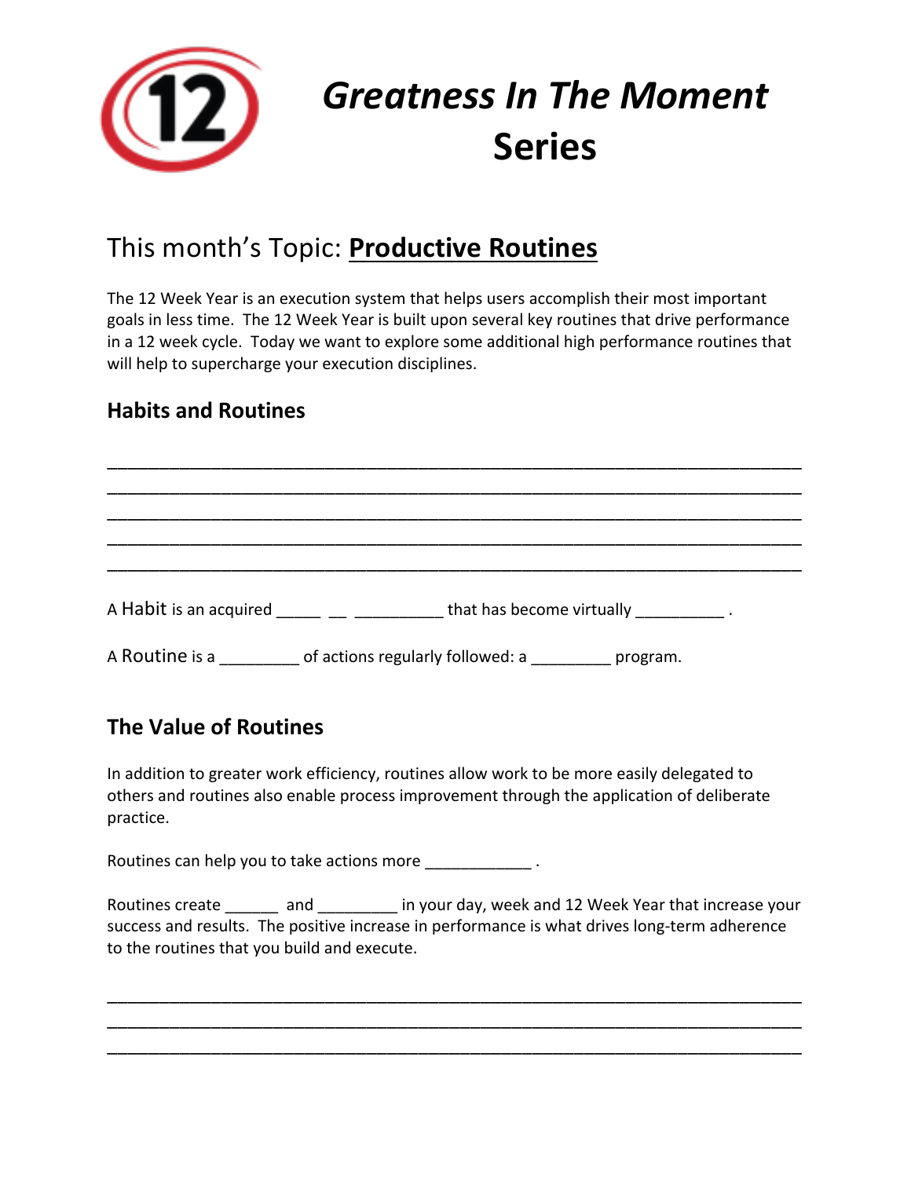# *Greatness In The Moment* Series

## This month's Topic: **Productive Routines**

The 12 Week Year is an execution system that helps users accomplish their most important goals in less time. The 12 Week Year is built upon several key routines that drive performance in a 12 week cycle. Today we want to explore some additional high performance routines that will help to supercharge your execution disciplines.

### Habits and Routines

______________________________________________________________________
______________________________________________________________________
______________________________________________________________________
______________________________________________________________________
______________________________________________________________________

A Habit is an acquired _____ __ __________ that has become virtually __________ .

A Routine is a _________ of actions regularly followed: a _________ program.

### The Value of Routines

In addition to greater work efficiency, routines allow work to be more easily delegated to others and routines also enable process improvement through the application of deliberate practice.

Routines can help you to take actions more ____________ .

Routines create ______ and _________ in your day, week and 12 Week Year that increase your success and results. The positive increase in performance is what drives long-term adherence to the routines that you build and execute.

______________________________________________________________________
______________________________________________________________________
______________________________________________________________________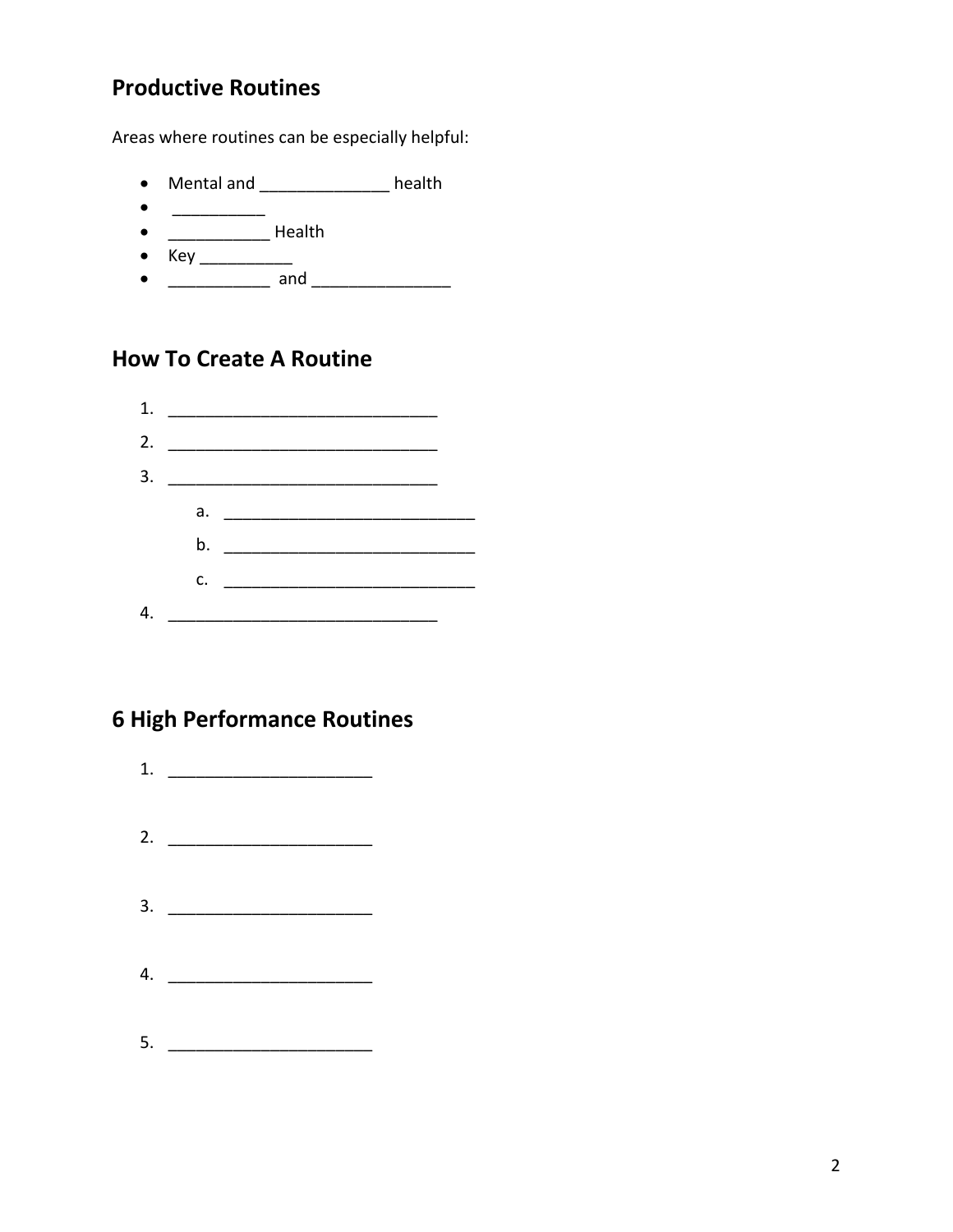## Productive Routines

Areas where routines can be especially helpful:

- Mental and ______________ health
- __________
- ___________ Health
- Key __________
- ___________ and _______________

## How To Create A Routine

1. ______________________________
2. ______________________________
3. ______________________________
   a. ____________________________
   b. ____________________________
   c. ____________________________
4. ______________________________

## 6 High Performance Routines

1. ______________________
2. ______________________
3. ______________________
4. ______________________
5. ______________________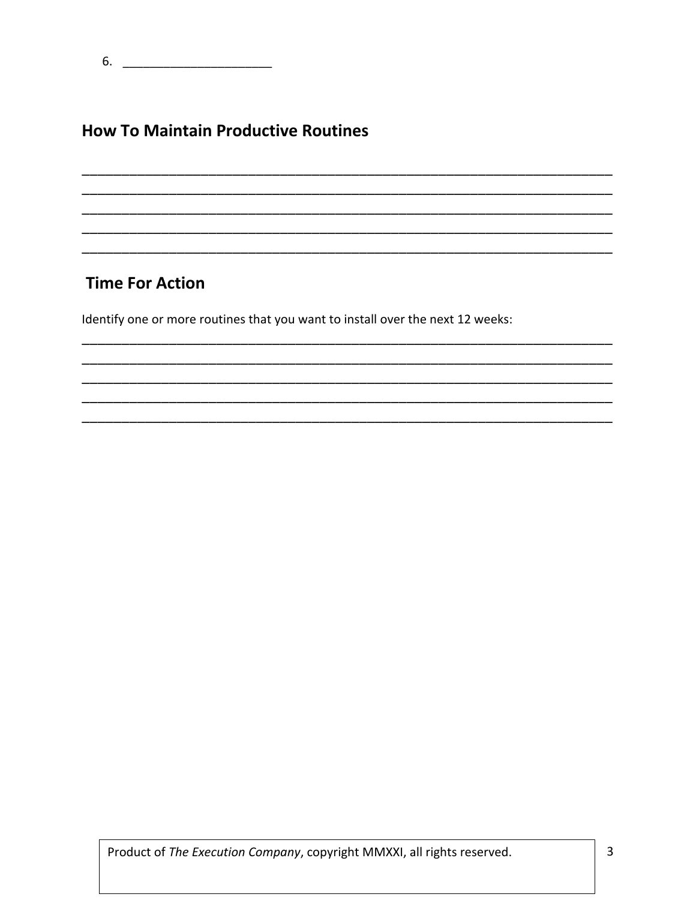6. ______________________

## How To Maintain Productive Routines

_______________________________________________________________________________
_______________________________________________________________________________
_______________________________________________________________________________
_______________________________________________________________________________
_______________________________________________________________________________

## Time For Action

Identify one or more routines that you want to install over the next 12 weeks:
_______________________________________________________________________________
_______________________________________________________________________________
_______________________________________________________________________________
_______________________________________________________________________________
_______________________________________________________________________________

Product of *The Execution Company*, copyright MMXXI, all rights reserved.